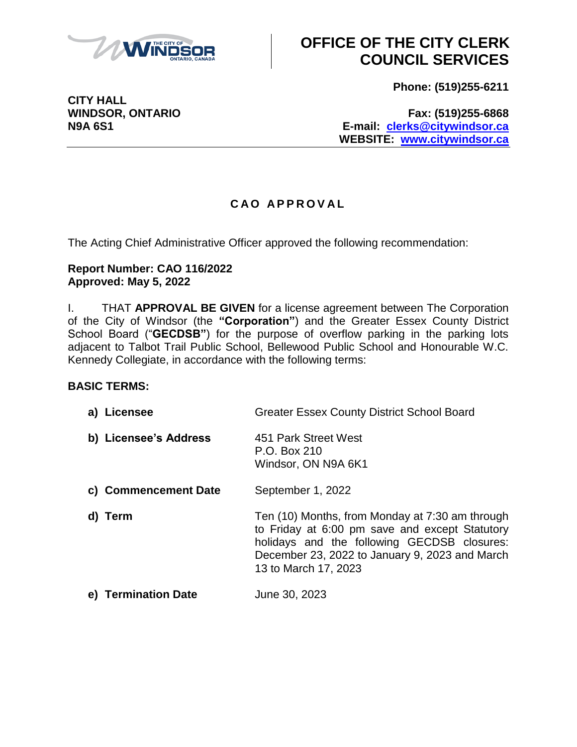# OFFICE OF THE CITY CLERK COUNCIL SERVICES

**CITY HALL**
**WINDSOR, ONTARIO**
**N9A 6S1**

**Phone: (519)255-6211**

**Fax: (519)255-6868**
**E-mail: clerks@citywindsor.ca**
**WEBSITE: www.citywindsor.ca**

## CAO APPROVAL

The Acting Chief Administrative Officer approved the following recommendation:

**Report Number: CAO 116/2022**
**Approved: May 5, 2022**

I. THAT **APPROVAL BE GIVEN** for a license agreement between The Corporation of the City of Windsor (the **"Corporation"**) and the Greater Essex County District School Board ("**GECDSB"**) for the purpose of overflow parking in the parking lots adjacent to Talbot Trail Public School, Bellewood Public School and Honourable W.C. Kennedy Collegiate, in accordance with the following terms:

**BASIC TERMS:**

| | |
|---|---|
| **a) Licensee** | Greater Essex County District School Board |
| **b) Licensee's Address** | 451 Park Street West<br>P.O. Box 210<br>Windsor, ON N9A 6K1 |
| **c) Commencement Date** | September 1, 2022 |
| **d) Term** | Ten (10) Months, from Monday at 7:30 am through to Friday at 6:00 pm save and except Statutory holidays and the following GECDSB closures: December 23, 2022 to January 9, 2023 and March 13 to March 17, 2023 |
| **e) Termination Date** | June 30, 2023 |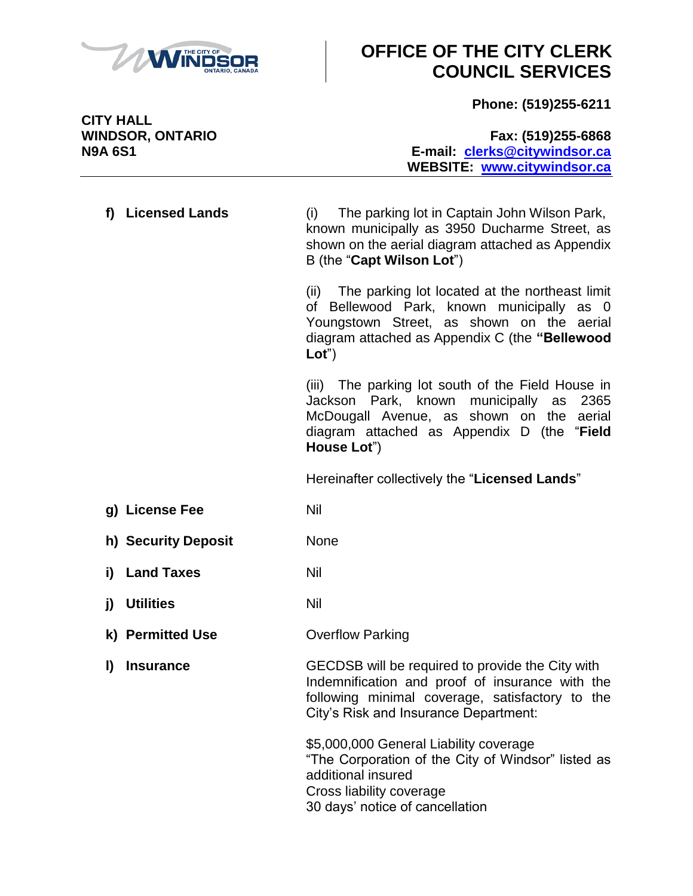**OFFICE OF THE CITY CLERK**
**COUNCIL SERVICES**

**CITY HALL**
**WINDSOR, ONTARIO**
**N9A 6S1**

**Phone: (519)255-6211**

**Fax: (519)255-6868**
**E-mail: clerks@citywindsor.ca**
**WEBSITE: www.citywindsor.ca**

---

| | |
|---|---|
| **f) Licensed Lands** | (i) The parking lot in Captain John Wilson Park, known municipally as 3950 Ducharme Street, as shown on the aerial diagram attached as Appendix B (the "**Capt Wilson Lot**")<br><br>(ii) The parking lot located at the northeast limit of Bellewood Park, known municipally as 0 Youngstown Street, as shown on the aerial diagram attached as Appendix C (the **"Bellewood Lot**")<br><br>(iii) The parking lot south of the Field House in Jackson Park, known municipally as 2365 McDougall Avenue, as shown on the aerial diagram attached as Appendix D (the "**Field House Lot**")<br><br>Hereinafter collectively the "**Licensed Lands**" |
| **g) License Fee** | Nil |
| **h) Security Deposit** | None |
| **i) Land Taxes** | Nil |
| **j) Utilities** | Nil |
| **k) Permitted Use** | Overflow Parking |
| **l) Insurance** | GECDSB will be required to provide the City with Indemnification and proof of insurance with the following minimal coverage, satisfactory to the City's Risk and Insurance Department:<br><br>$5,000,000 General Liability coverage<br>"The Corporation of the City of Windsor" listed as additional insured<br>Cross liability coverage<br>30 days' notice of cancellation |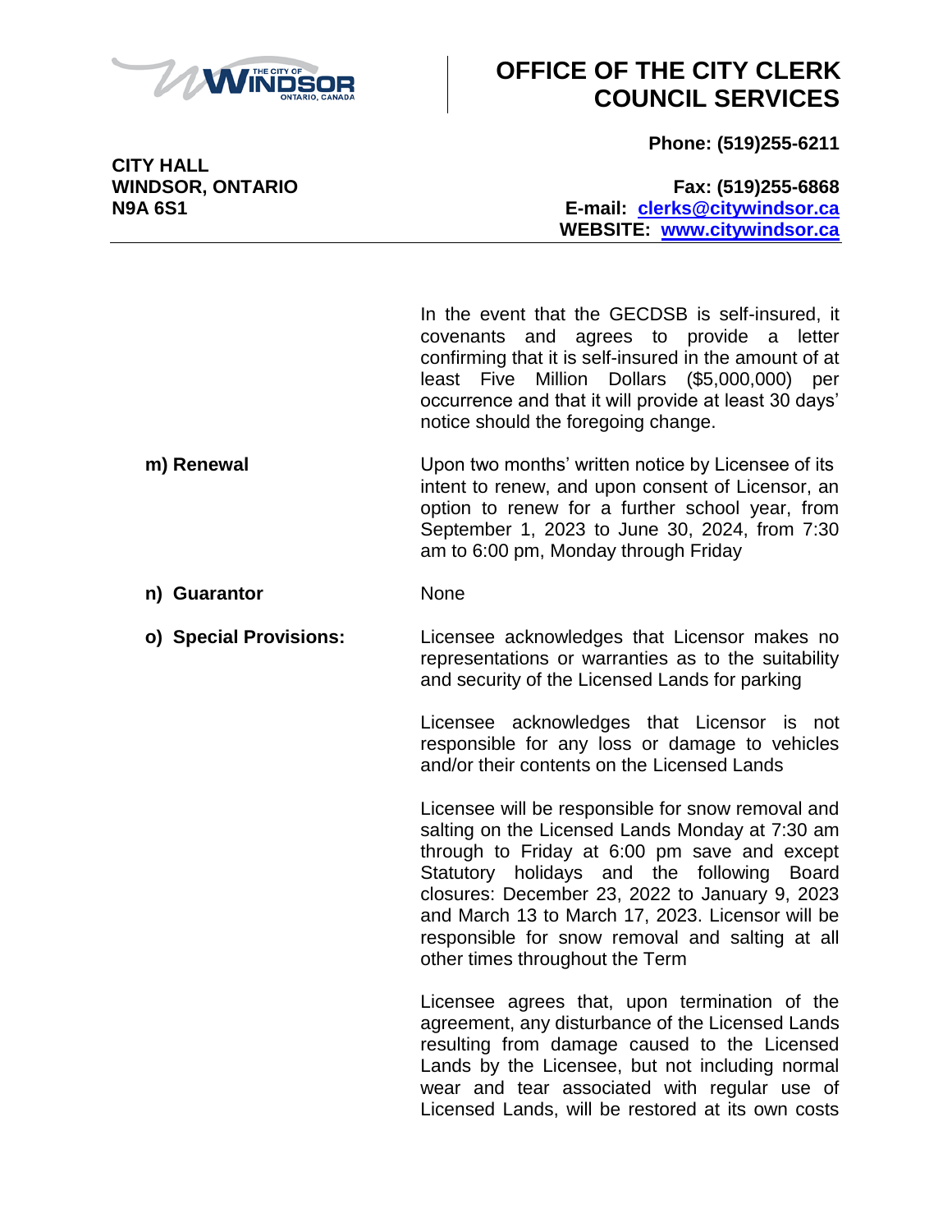# OFFICE OF THE CITY CLERK COUNCIL SERVICES

**CITY HALL**
**WINDSOR, ONTARIO**
**N9A 6S1**

**Phone: (519)255-6211**
**Fax: (519)255-6868**
**E-mail: clerks@citywindsor.ca**
**WEBSITE: www.citywindsor.ca**

---

In the event that the GECDSB is self-insured, it covenants and agrees to provide a letter confirming that it is self-insured in the amount of at least Five Million Dollars ($5,000,000) per occurrence and that it will provide at least 30 days' notice should the foregoing change.

**m) Renewal**

Upon two months' written notice by Licensee of its intent to renew, and upon consent of Licensor, an option to renew for a further school year, from September 1, 2023 to June 30, 2024, from 7:30 am to 6:00 pm, Monday through Friday

**n) Guarantor**

None

**o) Special Provisions:**

Licensee acknowledges that Licensor makes no representations or warranties as to the suitability and security of the Licensed Lands for parking

Licensee acknowledges that Licensor is not responsible for any loss or damage to vehicles and/or their contents on the Licensed Lands

Licensee will be responsible for snow removal and salting on the Licensed Lands Monday at 7:30 am through to Friday at 6:00 pm save and except Statutory holidays and the following Board closures: December 23, 2022 to January 9, 2023 and March 13 to March 17, 2023. Licensor will be responsible for snow removal and salting at all other times throughout the Term

Licensee agrees that, upon termination of the agreement, any disturbance of the Licensed Lands resulting from damage caused to the Licensed Lands by the Licensee, but not including normal wear and tear associated with regular use of Licensed Lands, will be restored at its own costs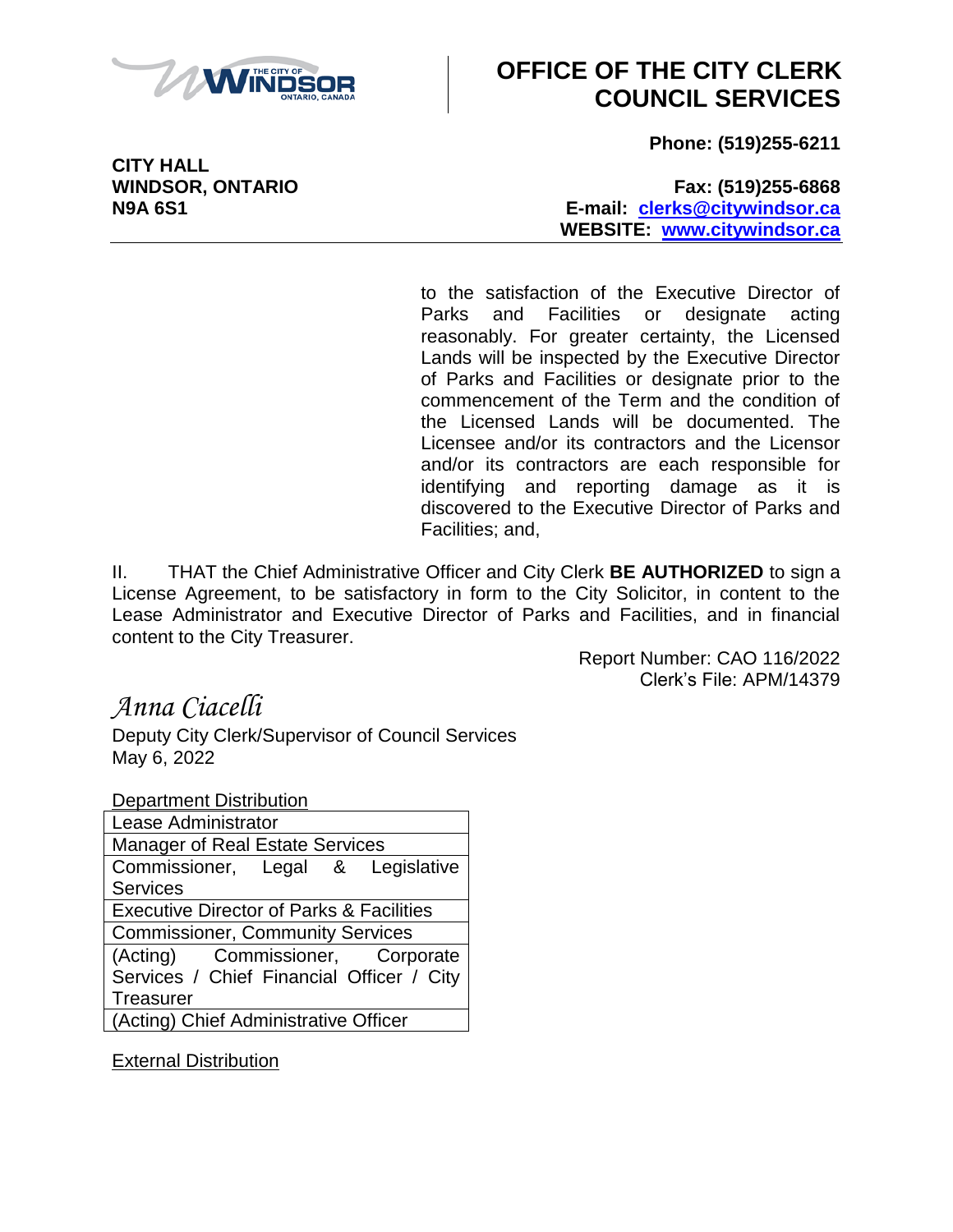# OFFICE OF THE CITY CLERK COUNCIL SERVICES

**CITY HALL**
**WINDSOR, ONTARIO**
**N9A 6S1**

**Phone: (519)255-6211**
**Fax: (519)255-6868**
**E-mail: clerks@citywindsor.ca**
**WEBSITE: www.citywindsor.ca**

to the satisfaction of the Executive Director of Parks and Facilities or designate acting reasonably. For greater certainty, the Licensed Lands will be inspected by the Executive Director of Parks and Facilities or designate prior to the commencement of the Term and the condition of the Licensed Lands will be documented. The Licensee and/or its contractors and the Licensor and/or its contractors are each responsible for identifying and reporting damage as it is discovered to the Executive Director of Parks and Facilities; and,

II. THAT the Chief Administrative Officer and City Clerk **BE AUTHORIZED** to sign a License Agreement, to be satisfactory in form to the City Solicitor, in content to the Lease Administrator and Executive Director of Parks and Facilities, and in financial content to the City Treasurer.

Report Number: CAO 116/2022
Clerk's File: APM/14379

*Anna Ciacelli*
Deputy City Clerk/Supervisor of Council Services
May 6, 2022

Department Distribution

| |
|---|
| Lease Administrator |
| Manager of Real Estate Services |
| Commissioner, Legal & Legislative Services |
| Executive Director of Parks & Facilities |
| Commissioner, Community Services |
| (Acting) Commissioner, Corporate Services / Chief Financial Officer / City Treasurer |
| (Acting) Chief Administrative Officer |

External Distribution